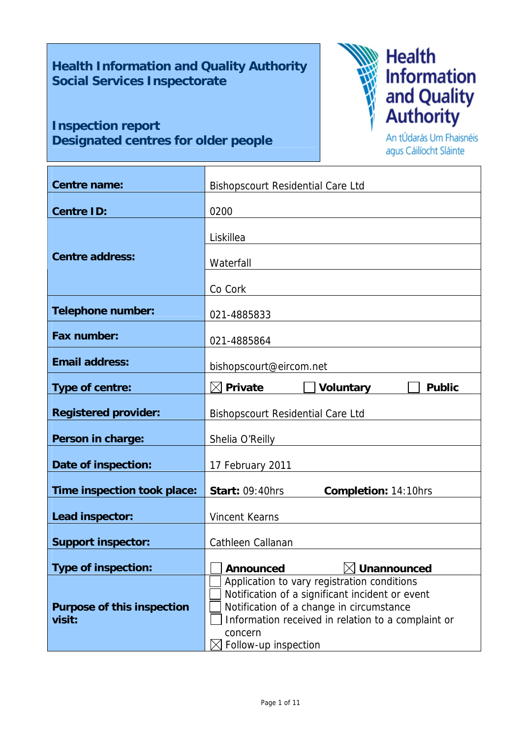# Health Information and Quality Authority
# Social Services Inspectorate

## Inspection report
## Designated centres for older people

Health Information and Quality Authority

An tÚdarás Um Fhaisnéis agus Cáilíocht Sláinte

| | |
|---|---|
| **Centre name:** | Bishopscourt Residential Care Ltd |
| **Centre ID:** | 0200 |
| **Centre address:** | Liskillea<br>Waterfall<br>Co Cork |
| **Telephone number:** | 021-4885833 |
| **Fax number:** | 021-4885864 |
| **Email address:** | bishopscourt@eircom.net |
| **Type of centre:** | ☒ **Private** ☐ **Voluntary** ☐ **Public** |
| **Registered provider:** | Bishopscourt Residential Care Ltd |
| **Person in charge:** | Shelia O'Reilly |
| **Date of inspection:** | 17 February 2011 |
| **Time inspection took place:** | **Start:** 09:40hrs **Completion:** 14:10hrs |
| **Lead inspector:** | Vincent Kearns |
| **Support inspector:** | Cathleen Callanan |
| **Type of inspection:** | ☐ **Announced** ☒ **Unannounced** |
| **Purpose of this inspection visit:** | ☐ Application to vary registration conditions<br>☐ Notification of a significant incident or event<br>☐ Notification of a change in circumstance<br>☐ Information received in relation to a complaint or concern<br>☒ Follow-up inspection |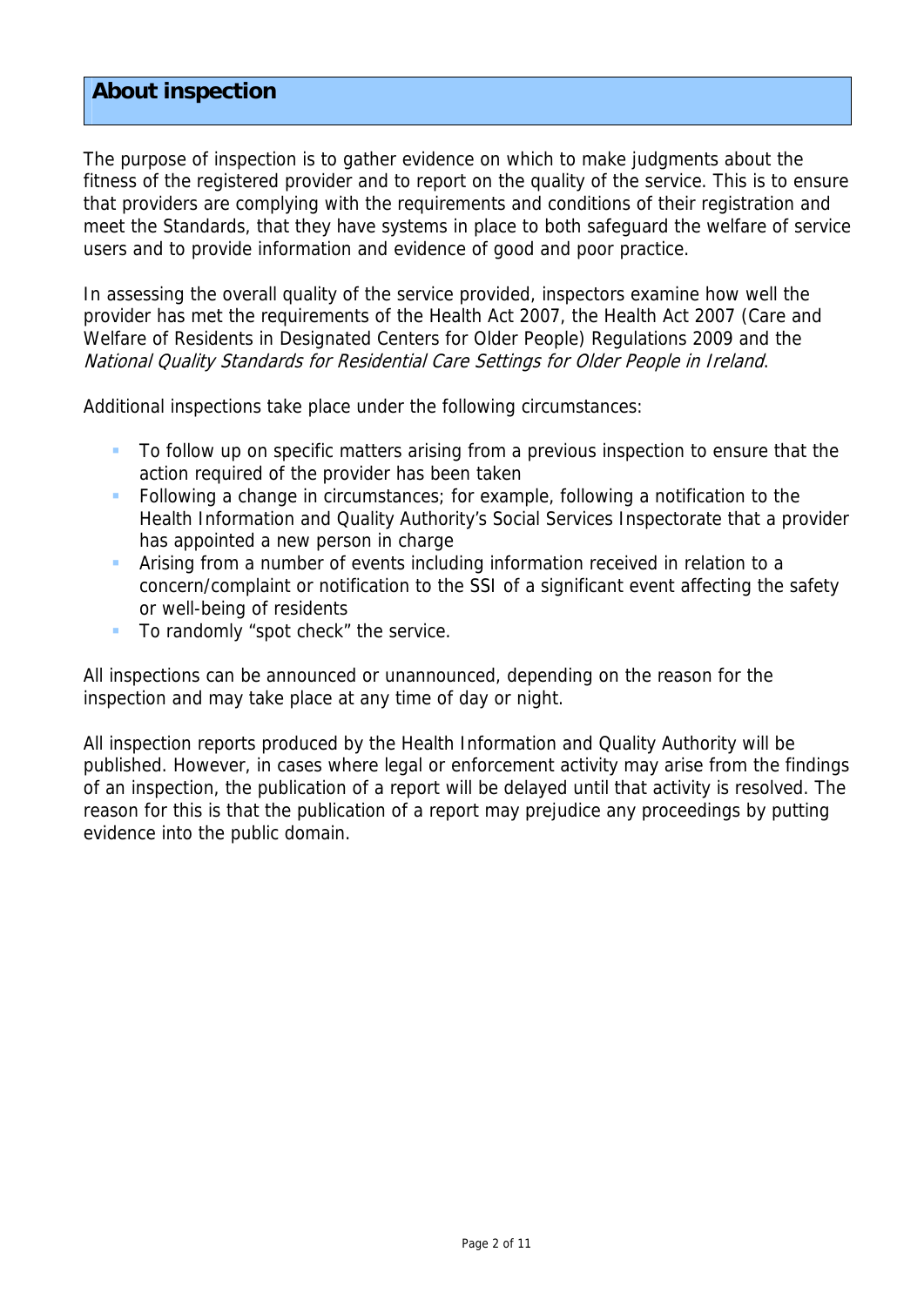## About inspection

The purpose of inspection is to gather evidence on which to make judgments about the fitness of the registered provider and to report on the quality of the service. This is to ensure that providers are complying with the requirements and conditions of their registration and meet the Standards, that they have systems in place to both safeguard the welfare of service users and to provide information and evidence of good and poor practice.

In assessing the overall quality of the service provided, inspectors examine how well the provider has met the requirements of the Health Act 2007, the Health Act 2007 (Care and Welfare of Residents in Designated Centers for Older People) Regulations 2009 and the *National Quality Standards for Residential Care Settings for Older People in Ireland*.

Additional inspections take place under the following circumstances:

- To follow up on specific matters arising from a previous inspection to ensure that the action required of the provider has been taken
- Following a change in circumstances; for example, following a notification to the Health Information and Quality Authority's Social Services Inspectorate that a provider has appointed a new person in charge
- Arising from a number of events including information received in relation to a concern/complaint or notification to the SSI of a significant event affecting the safety or well-being of residents
- To randomly "spot check" the service.

All inspections can be announced or unannounced, depending on the reason for the inspection and may take place at any time of day or night.

All inspection reports produced by the Health Information and Quality Authority will be published. However, in cases where legal or enforcement activity may arise from the findings of an inspection, the publication of a report will be delayed until that activity is resolved. The reason for this is that the publication of a report may prejudice any proceedings by putting evidence into the public domain.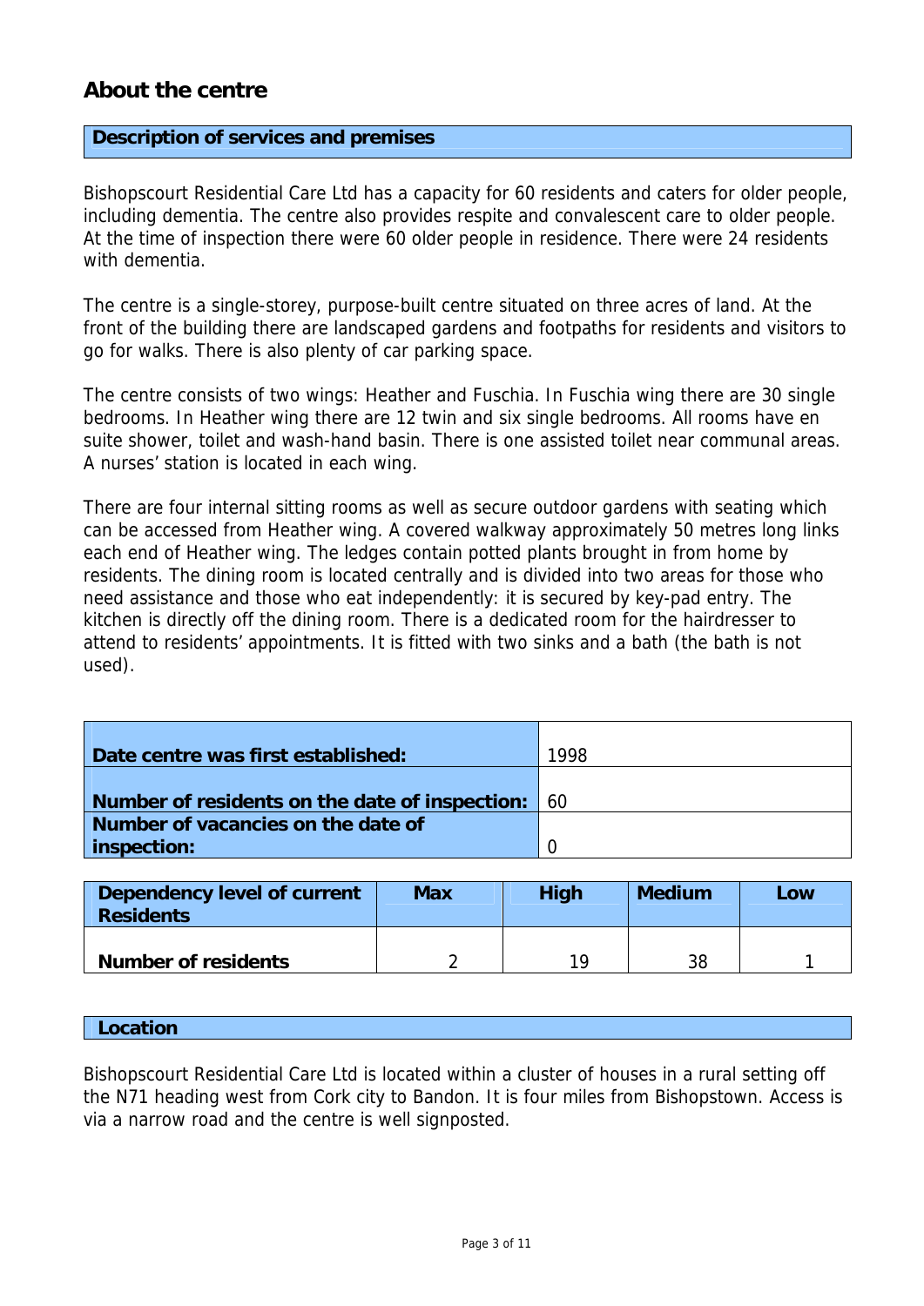## About the centre

### Description of services and premises

Bishopscourt Residential Care Ltd has a capacity for 60 residents and caters for older people, including dementia. The centre also provides respite and convalescent care to older people. At the time of inspection there were 60 older people in residence. There were 24 residents with dementia.

The centre is a single-storey, purpose-built centre situated on three acres of land. At the front of the building there are landscaped gardens and footpaths for residents and visitors to go for walks. There is also plenty of car parking space.

The centre consists of two wings: Heather and Fuschia. In Fuschia wing there are 30 single bedrooms. In Heather wing there are 12 twin and six single bedrooms. All rooms have en suite shower, toilet and wash-hand basin. There is one assisted toilet near communal areas. A nurses' station is located in each wing.

There are four internal sitting rooms as well as secure outdoor gardens with seating which can be accessed from Heather wing. A covered walkway approximately 50 metres long links each end of Heather wing. The ledges contain potted plants brought in from home by residents. The dining room is located centrally and is divided into two areas for those who need assistance and those who eat independently: it is secured by key-pad entry. The kitchen is directly off the dining room. There is a dedicated room for the hairdresser to attend to residents' appointments. It is fitted with two sinks and a bath (the bath is not used).

| | |
|---|---|
| **Date centre was first established:** | 1998 |
| **Number of residents on the date of inspection:** | 60 |
| **Number of vacancies on the date of inspection:** | 0 |

| Dependency level of current Residents | Max | High | Medium | Low |
|---|---|---|---|---|
| **Number of residents** | 2 | 19 | 38 | 1 |

### Location

Bishopscourt Residential Care Ltd is located within a cluster of houses in a rural setting off the N71 heading west from Cork city to Bandon. It is four miles from Bishopstown. Access is via a narrow road and the centre is well signposted.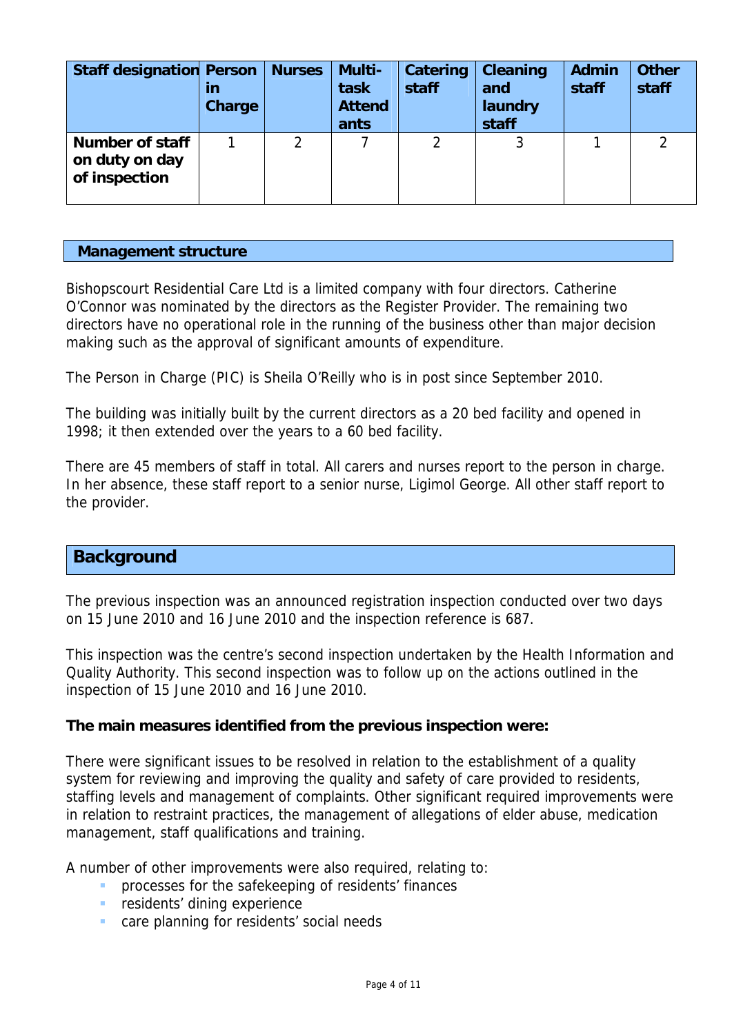| Staff designation | Person in Charge | Nurses | Multi-task Attendants | Catering staff | Cleaning and laundry staff | Admin staff | Other staff |
|---|---|---|---|---|---|---|---|
| Number of staff on duty on day of inspection | 1 | 2 | 7 | 2 | 3 | 1 | 2 |

## Management structure

Bishopscourt Residential Care Ltd is a limited company with four directors. Catherine O'Connor was nominated by the directors as the Register Provider. The remaining two directors have no operational role in the running of the business other than major decision making such as the approval of significant amounts of expenditure.

The Person in Charge (PIC) is Sheila O'Reilly who is in post since September 2010.

The building was initially built by the current directors as a 20 bed facility and opened in 1998; it then extended over the years to a 60 bed facility.

There are 45 members of staff in total. All carers and nurses report to the person in charge. In her absence, these staff report to a senior nurse, Ligimol George. All other staff report to the provider.

## Background

The previous inspection was an announced registration inspection conducted over two days on 15 June 2010 and 16 June 2010 and the inspection reference is 687.

This inspection was the centre's second inspection undertaken by the Health Information and Quality Authority. This second inspection was to follow up on the actions outlined in the inspection of 15 June 2010 and 16 June 2010.

**The main measures identified from the previous inspection were:**

There were significant issues to be resolved in relation to the establishment of a quality system for reviewing and improving the quality and safety of care provided to residents, staffing levels and management of complaints. Other significant required improvements were in relation to restraint practices, the management of allegations of elder abuse, medication management, staff qualifications and training.

A number of other improvements were also required, relating to:

- processes for the safekeeping of residents' finances
- residents' dining experience
- care planning for residents' social needs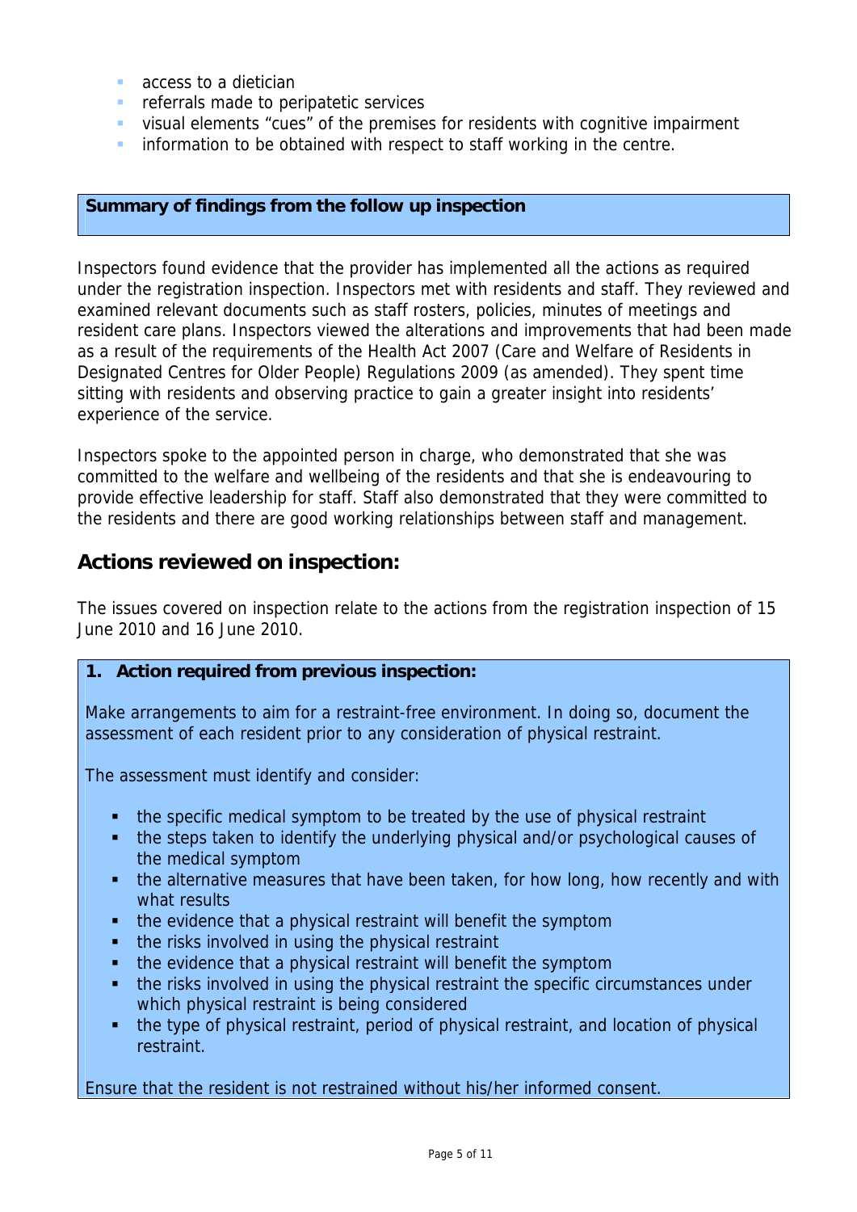- access to a dietician
- referrals made to peripatetic services
- visual elements "cues" of the premises for residents with cognitive impairment
- information to be obtained with respect to staff working in the centre.

**Summary of findings from the follow up inspection**

Inspectors found evidence that the provider has implemented all the actions as required under the registration inspection. Inspectors met with residents and staff. They reviewed and examined relevant documents such as staff rosters, policies, minutes of meetings and resident care plans. Inspectors viewed the alterations and improvements that had been made as a result of the requirements of the Health Act 2007 (Care and Welfare of Residents in Designated Centres for Older People) Regulations 2009 (as amended). They spent time sitting with residents and observing practice to gain a greater insight into residents' experience of the service.

Inspectors spoke to the appointed person in charge, who demonstrated that she was committed to the welfare and wellbeing of the residents and that she is endeavouring to provide effective leadership for staff. Staff also demonstrated that they were committed to the residents and there are good working relationships between staff and management.

## Actions reviewed on inspection:

The issues covered on inspection relate to the actions from the registration inspection of 15 June 2010 and 16 June 2010.

**1. Action required from previous inspection:**

Make arrangements to aim for a restraint-free environment. In doing so, document the assessment of each resident prior to any consideration of physical restraint.

The assessment must identify and consider:

- the specific medical symptom to be treated by the use of physical restraint
- the steps taken to identify the underlying physical and/or psychological causes of the medical symptom
- the alternative measures that have been taken, for how long, how recently and with what results
- the evidence that a physical restraint will benefit the symptom
- the risks involved in using the physical restraint
- the evidence that a physical restraint will benefit the symptom
- the risks involved in using the physical restraint the specific circumstances under which physical restraint is being considered
- the type of physical restraint, period of physical restraint, and location of physical restraint.

Ensure that the resident is not restrained without his/her informed consent.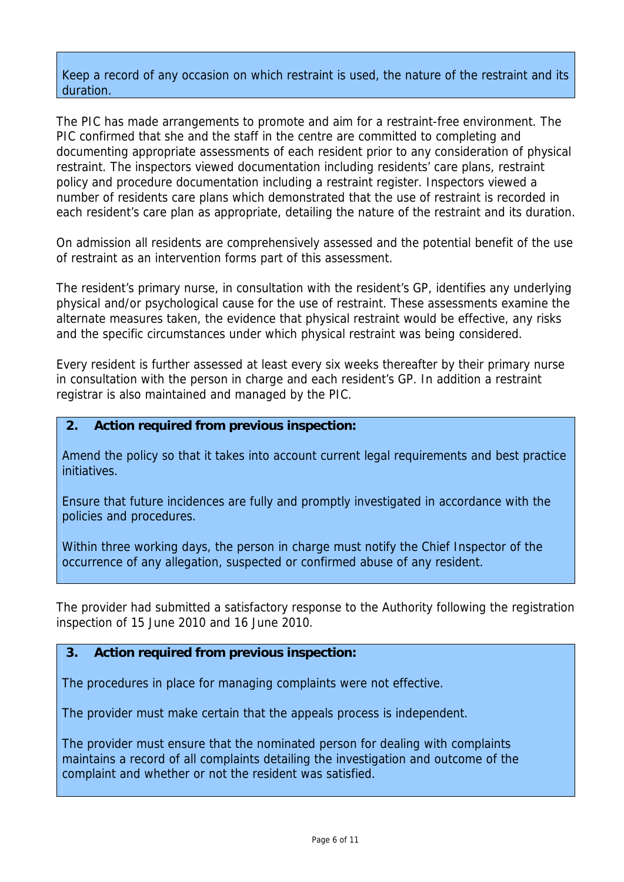Keep a record of any occasion on which restraint is used, the nature of the restraint and its duration.

The PIC has made arrangements to promote and aim for a restraint-free environment. The PIC confirmed that she and the staff in the centre are committed to completing and documenting appropriate assessments of each resident prior to any consideration of physical restraint. The inspectors viewed documentation including residents' care plans, restraint policy and procedure documentation including a restraint register. Inspectors viewed a number of residents care plans which demonstrated that the use of restraint is recorded in each resident's care plan as appropriate, detailing the nature of the restraint and its duration.

On admission all residents are comprehensively assessed and the potential benefit of the use of restraint as an intervention forms part of this assessment.

The resident's primary nurse, in consultation with the resident's GP, identifies any underlying physical and/or psychological cause for the use of restraint. These assessments examine the alternate measures taken, the evidence that physical restraint would be effective, any risks and the specific circumstances under which physical restraint was being considered.

Every resident is further assessed at least every six weeks thereafter by their primary nurse in consultation with the person in charge and each resident's GP. In addition a restraint registrar is also maintained and managed by the PIC.

**2. Action required from previous inspection:**

Amend the policy so that it takes into account current legal requirements and best practice initiatives.

Ensure that future incidences are fully and promptly investigated in accordance with the policies and procedures.

Within three working days, the person in charge must notify the Chief Inspector of the occurrence of any allegation, suspected or confirmed abuse of any resident.

The provider had submitted a satisfactory response to the Authority following the registration inspection of 15 June 2010 and 16 June 2010.

**3. Action required from previous inspection:**

The procedures in place for managing complaints were not effective.

The provider must make certain that the appeals process is independent.

The provider must ensure that the nominated person for dealing with complaints maintains a record of all complaints detailing the investigation and outcome of the complaint and whether or not the resident was satisfied.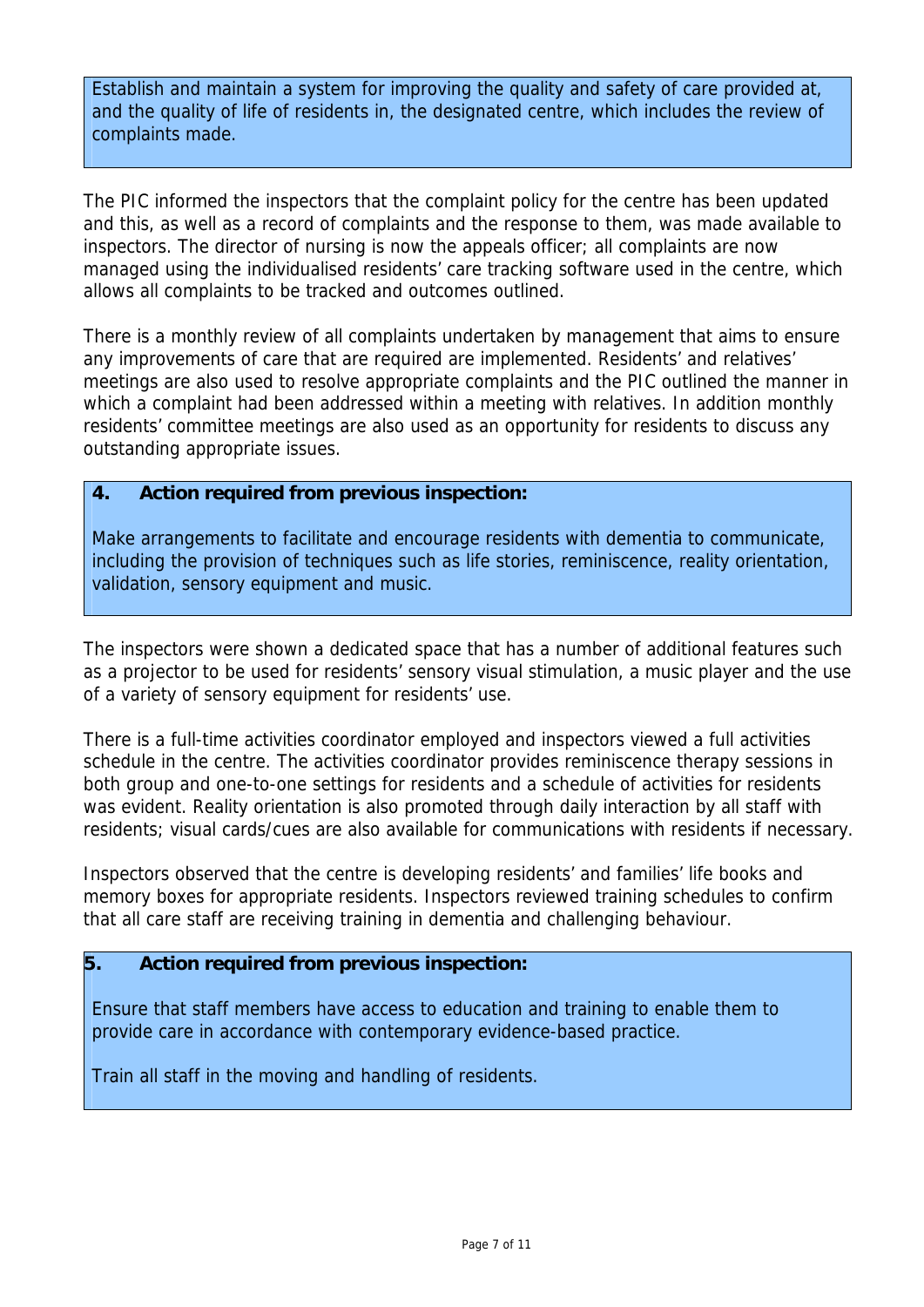Establish and maintain a system for improving the quality and safety of care provided at, and the quality of life of residents in, the designated centre, which includes the review of complaints made.

The PIC informed the inspectors that the complaint policy for the centre has been updated and this, as well as a record of complaints and the response to them, was made available to inspectors. The director of nursing is now the appeals officer; all complaints are now managed using the individualised residents' care tracking software used in the centre, which allows all complaints to be tracked and outcomes outlined.

There is a monthly review of all complaints undertaken by management that aims to ensure any improvements of care that are required are implemented. Residents' and relatives' meetings are also used to resolve appropriate complaints and the PIC outlined the manner in which a complaint had been addressed within a meeting with relatives. In addition monthly residents' committee meetings are also used as an opportunity for residents to discuss any outstanding appropriate issues.

**4. Action required from previous inspection:**

Make arrangements to facilitate and encourage residents with dementia to communicate, including the provision of techniques such as life stories, reminiscence, reality orientation, validation, sensory equipment and music.

The inspectors were shown a dedicated space that has a number of additional features such as a projector to be used for residents' sensory visual stimulation, a music player and the use of a variety of sensory equipment for residents' use.

There is a full-time activities coordinator employed and inspectors viewed a full activities schedule in the centre. The activities coordinator provides reminiscence therapy sessions in both group and one-to-one settings for residents and a schedule of activities for residents was evident. Reality orientation is also promoted through daily interaction by all staff with residents; visual cards/cues are also available for communications with residents if necessary.

Inspectors observed that the centre is developing residents' and families' life books and memory boxes for appropriate residents. Inspectors reviewed training schedules to confirm that all care staff are receiving training in dementia and challenging behaviour.

**5. Action required from previous inspection:**

Ensure that staff members have access to education and training to enable them to provide care in accordance with contemporary evidence-based practice.

Train all staff in the moving and handling of residents.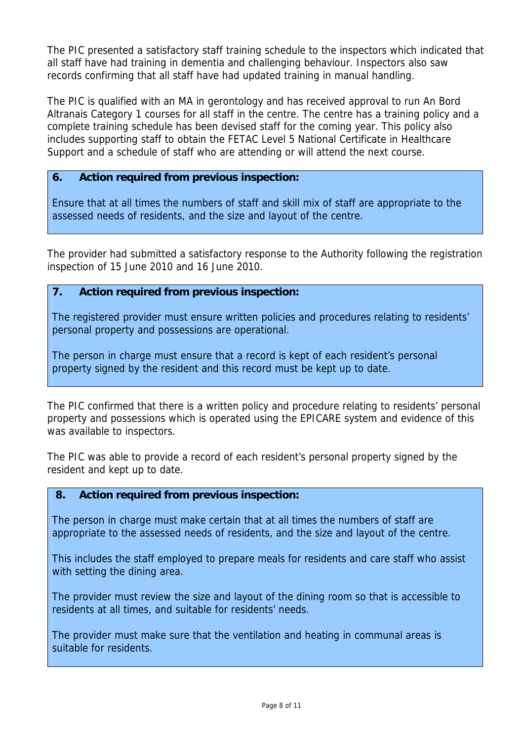The PIC presented a satisfactory staff training schedule to the inspectors which indicated that all staff have had training in dementia and challenging behaviour. Inspectors also saw records confirming that all staff have had updated training in manual handling.

The PIC is qualified with an MA in gerontology and has received approval to run An Bord Altranais Category 1 courses for all staff in the centre. The centre has a training policy and a complete training schedule has been devised staff for the coming year. This policy also includes supporting staff to obtain the FETAC Level 5 National Certificate in Healthcare Support and a schedule of staff who are attending or will attend the next course.

**6. Action required from previous inspection:**

Ensure that at all times the numbers of staff and skill mix of staff are appropriate to the assessed needs of residents, and the size and layout of the centre.

The provider had submitted a satisfactory response to the Authority following the registration inspection of 15 June 2010 and 16 June 2010.

**7. Action required from previous inspection:**

The registered provider must ensure written policies and procedures relating to residents' personal property and possessions are operational.

The person in charge must ensure that a record is kept of each resident's personal property signed by the resident and this record must be kept up to date.

The PIC confirmed that there is a written policy and procedure relating to residents' personal property and possessions which is operated using the EPICARE system and evidence of this was available to inspectors.

The PIC was able to provide a record of each resident's personal property signed by the resident and kept up to date.

**8. Action required from previous inspection:**

The person in charge must make certain that at all times the numbers of staff are appropriate to the assessed needs of residents, and the size and layout of the centre.

This includes the staff employed to prepare meals for residents and care staff who assist with setting the dining area.

The provider must review the size and layout of the dining room so that is accessible to residents at all times, and suitable for residents' needs.

The provider must make sure that the ventilation and heating in communal areas is suitable for residents.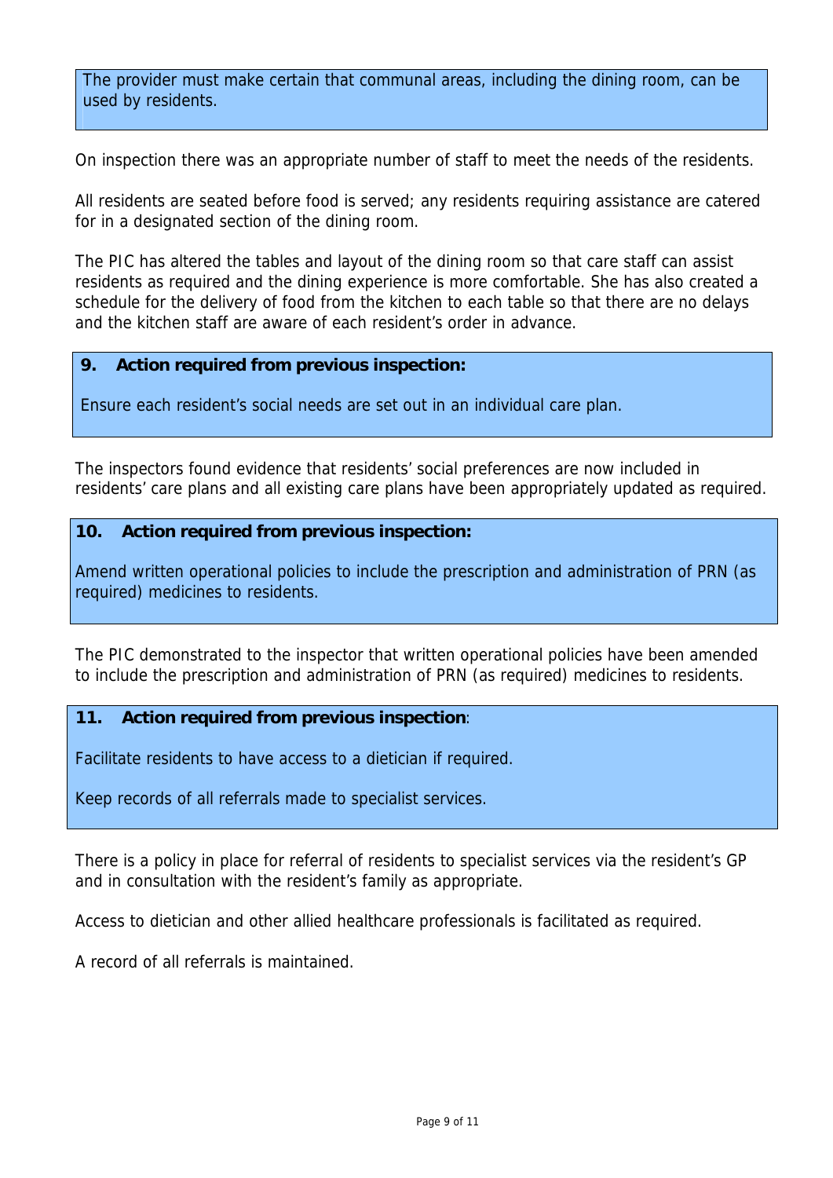The provider must make certain that communal areas, including the dining room, can be used by residents.

On inspection there was an appropriate number of staff to meet the needs of the residents.

All residents are seated before food is served; any residents requiring assistance are catered for in a designated section of the dining room.

The PIC has altered the tables and layout of the dining room so that care staff can assist residents as required and the dining experience is more comfortable. She has also created a schedule for the delivery of food from the kitchen to each table so that there are no delays and the kitchen staff are aware of each resident's order in advance.

**9. Action required from previous inspection:**

Ensure each resident's social needs are set out in an individual care plan.

The inspectors found evidence that residents' social preferences are now included in residents' care plans and all existing care plans have been appropriately updated as required.

**10. Action required from previous inspection:**

Amend written operational policies to include the prescription and administration of PRN (as required) medicines to residents.

The PIC demonstrated to the inspector that written operational policies have been amended to include the prescription and administration of PRN (as required) medicines to residents.

**11. Action required from previous inspection**:

Facilitate residents to have access to a dietician if required.

Keep records of all referrals made to specialist services.

There is a policy in place for referral of residents to specialist services via the resident's GP and in consultation with the resident's family as appropriate.

Access to dietician and other allied healthcare professionals is facilitated as required.

A record of all referrals is maintained.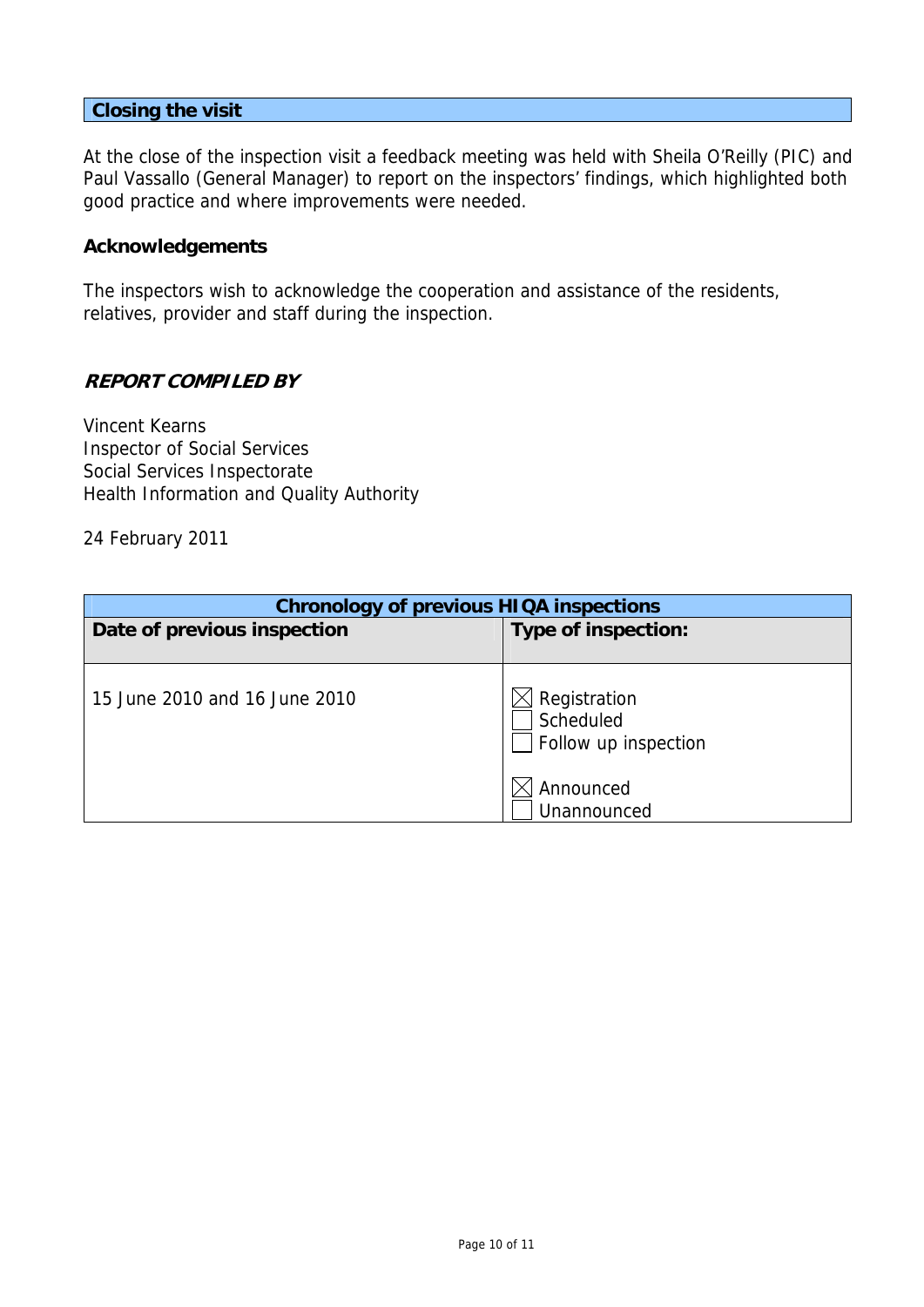## Closing the visit

At the close of the inspection visit a feedback meeting was held with Sheila O'Reilly (PIC) and Paul Vassallo (General Manager) to report on the inspectors' findings, which highlighted both good practice and where improvements were needed.

### Acknowledgements

The inspectors wish to acknowledge the cooperation and assistance of the residents, relatives, provider and staff during the inspection.

### *REPORT COMPILED BY*

Vincent Kearns
Inspector of Social Services
Social Services Inspectorate
Health Information and Quality Authority

24 February 2011

| Chronology of previous HIQA inspections | |
|---|---|
| **Date of previous inspection** | **Type of inspection:** |
| 15 June 2010 and 16 June 2010 | ☒ Registration<br>☐ Scheduled<br>☐ Follow up inspection<br><br>☒ Announced<br>☐ Unannounced |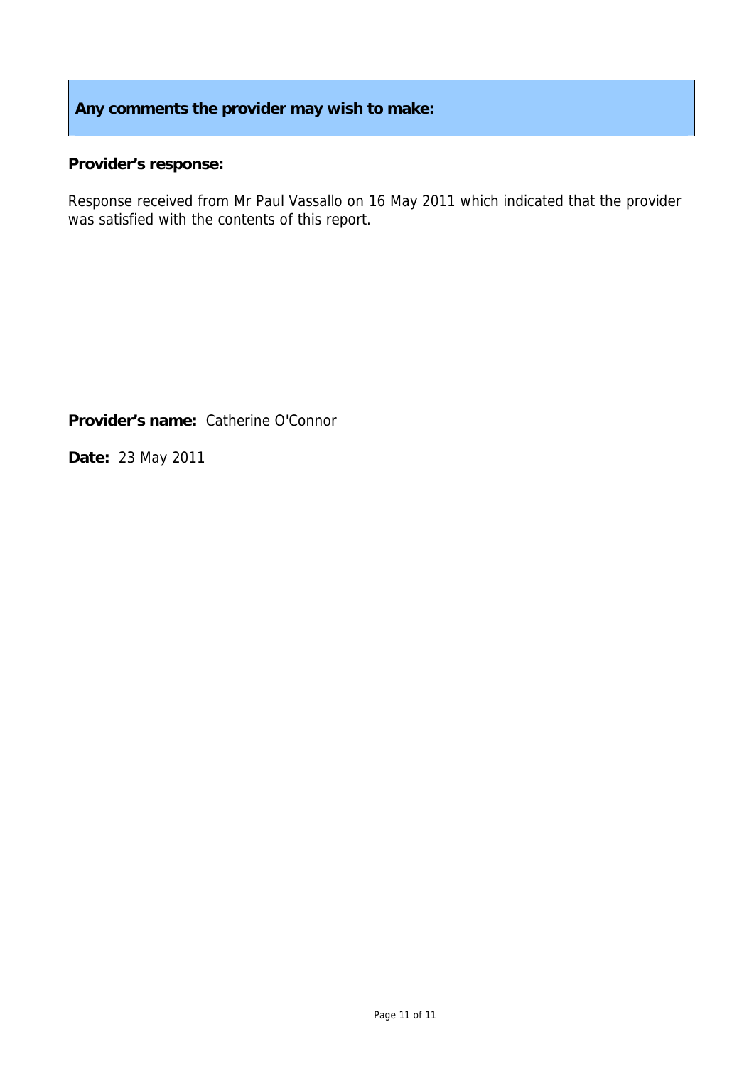## Any comments the provider may wish to make:

**Provider's response:**

Response received from Mr Paul Vassallo on 16 May 2011 which indicated that the provider was satisfied with the contents of this report.

**Provider's name:** Catherine O'Connor

**Date:** 23 May 2011